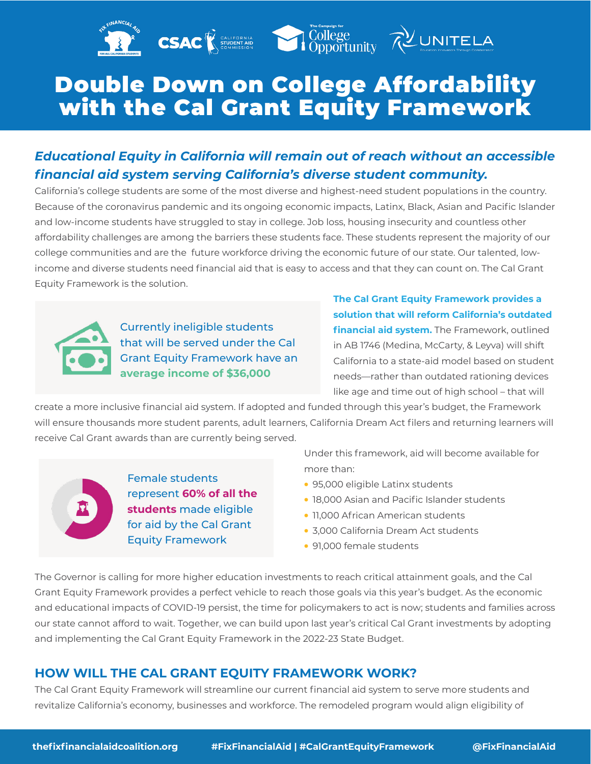# Double Down on College Affordability with the Cal Grant Equity Framework

***Educational Equity in California will remain out of reach without an accessible financial aid system serving California's diverse student community.***

California's college students are some of the most diverse and highest-need student populations in the country. Because of the coronavirus pandemic and its ongoing economic impacts, Latinx, Black, Asian and Pacific Islander and low-income students have struggled to stay in college. Job loss, housing insecurity and countless other affordability challenges are among the barriers these students face. These students represent the majority of our college communities and are the future workforce driving the economic future of our state. Our talented, low-income and diverse students need financial aid that is easy to access and that they can count on. The Cal Grant Equity Framework is the solution.

Currently ineligible students that will be served under the Cal Grant Equity Framework have an **average income of $36,000**

**The Cal Grant Equity Framework provides a solution that will reform California's outdated financial aid system.** The Framework, outlined in AB 1746 (Medina, McCarty, & Leyva) will shift California to a state-aid model based on student needs—rather than outdated rationing devices like age and time out of high school – that will create a more inclusive financial aid system. If adopted and funded through this year's budget, the Framework will ensure thousands more student parents, adult learners, California Dream Act filers and returning learners will receive Cal Grant awards than are currently being served.

Female students represent **60% of all the students** made eligible for aid by the Cal Grant Equity Framework

Under this framework, aid will become available for more than:

- 95,000 eligible Latinx students
- 18,000 Asian and Pacific Islander students
- 11,000 African American students
- 3,000 California Dream Act students
- 91,000 female students

The Governor is calling for more higher education investments to reach critical attainment goals, and the Cal Grant Equity Framework provides a perfect vehicle to reach those goals via this year's budget. As the economic and educational impacts of COVID-19 persist, the time for policymakers to act is now; students and families across our state cannot afford to wait. Together, we can build upon last year's critical Cal Grant investments by adopting and implementing the Cal Grant Equity Framework in the 2022-23 State Budget.

## HOW WILL THE CAL GRANT EQUITY FRAMEWORK WORK?

The Cal Grant Equity Framework will streamline our current financial aid system to serve more students and revitalize California's economy, businesses and workforce. The remodeled program would align eligibility of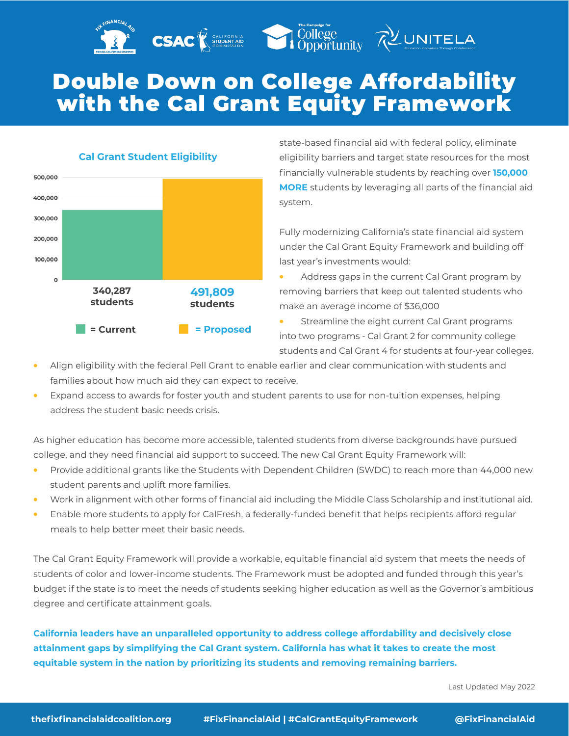# Double Down on College Affordability with the Cal Grant Equity Framework

**Cal Grant Student Eligibility**

500,000
400,000
300,000
200,000
100,000
0

**340,287 students**

**491,809 students**

**= Current**

**= Proposed**

state-based financial aid with federal policy, eliminate eligibility barriers and target state resources for the most financially vulnerable students by reaching over **150,000 MORE** students by leveraging all parts of the financial aid system.

Fully modernizing California's state financial aid system under the Cal Grant Equity Framework and building off last year's investments would:

- Address gaps in the current Cal Grant program by removing barriers that keep out talented students who make an average income of $36,000
- Streamline the eight current Cal Grant programs into two programs - Cal Grant 2 for community college students and Cal Grant 4 for students at four-year colleges.
- Align eligibility with the federal Pell Grant to enable earlier and clear communication with students and families about how much aid they can expect to receive.
- Expand access to awards for foster youth and student parents to use for non-tuition expenses, helping address the student basic needs crisis.

As higher education has become more accessible, talented students from diverse backgrounds have pursued college, and they need financial aid support to succeed. The new Cal Grant Equity Framework will:

- Provide additional grants like the Students with Dependent Children (SWDC) to reach more than 44,000 new student parents and uplift more families.
- Work in alignment with other forms of financial aid including the Middle Class Scholarship and institutional aid.
- Enable more students to apply for CalFresh, a federally-funded benefit that helps recipients afford regular meals to help better meet their basic needs.

The Cal Grant Equity Framework will provide a workable, equitable financial aid system that meets the needs of students of color and lower-income students. The Framework must be adopted and funded through this year's budget if the state is to meet the needs of students seeking higher education as well as the Governor's ambitious degree and certificate attainment goals.

**California leaders have an unparalleled opportunity to address college affordability and decisively close attainment gaps by simplifying the Cal Grant system. California has what it takes to create the most equitable system in the nation by prioritizing its students and removing remaining barriers.**

Last Updated May 2022

**thefixfinancialaidcoalition.org** **#FixFinancialAid | #CalGrantEquityFramework** **@FixFinancialAid**